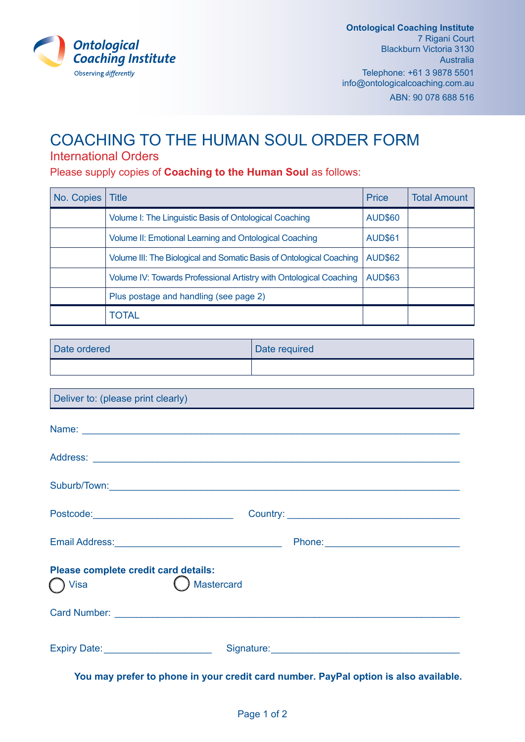Ontological Coaching Institute
Observing *differently*

**Ontological Coaching Institute**
7 Rigani Court
Blackburn Victoria 3130
Australia
Telephone: +61 3 9878 5501
info@ontologicalcoaching.com.au
ABN: 90 078 688 516

# COACHING TO THE HUMAN SOUL ORDER FORM

## International Orders

Please supply copies of **Coaching to the Human Soul** as follows:

| No. Copies | Title | Price | Total Amount |
|---|---|---|---|
| | Volume I: The Linguistic Basis of Ontological Coaching | AUD$60 | |
| | Volume II: Emotional Learning and Ontological Coaching | AUD$61 | |
| | Volume III: The Biological and Somatic Basis of Ontological Coaching | AUD$62 | |
| | Volume IV: Towards Professional Artistry with Ontological Coaching | AUD$63 | |
| | Plus postage and handling (see page 2) | | |
| | TOTAL | | |

| Date ordered | Date required |
|---|---|
| | |

Deliver to: (please print clearly)

Name: ____________________________________________________________

Address: __________________________________________________________

Suburb/Town: _______________________________________________________

Postcode: __________________________ Country: ______________________________

Email Address: ______________________________ Phone: _______________________

**Please complete credit card details:**

◯ Visa ◯ Mastercard

Card Number: ______________________________________________________

Expiry Date: ____________________ Signature: ___________________________________

**You may prefer to phone in your credit card number. PayPal option is also available.**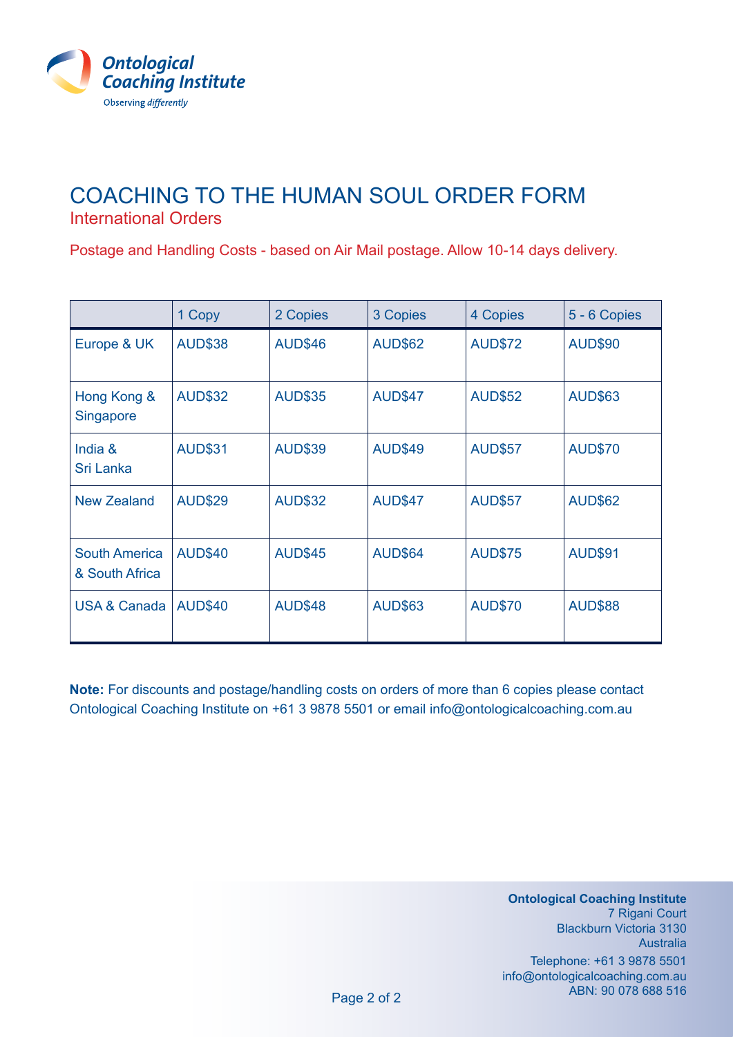Ontological Coaching Institute
Observing *differently*

# COACHING TO THE HUMAN SOUL ORDER FORM

## International Orders

Postage and Handling Costs - based on Air Mail postage. Allow 10-14 days delivery.

| | 1 Copy | 2 Copies | 3 Copies | 4 Copies | 5 - 6 Copies |
|---|---|---|---|---|---|
| Europe & UK | AUD$38 | AUD$46 | AUD$62 | AUD$72 | AUD$90 |
| Hong Kong & Singapore | AUD$32 | AUD$35 | AUD$47 | AUD$52 | AUD$63 |
| India & Sri Lanka | AUD$31 | AUD$39 | AUD$49 | AUD$57 | AUD$70 |
| New Zealand | AUD$29 | AUD$32 | AUD$47 | AUD$57 | AUD$62 |
| South America & South Africa | AUD$40 | AUD$45 | AUD$64 | AUD$75 | AUD$91 |
| USA & Canada | AUD$40 | AUD$48 | AUD$63 | AUD$70 | AUD$88 |

**Note:** For discounts and postage/handling costs on orders of more than 6 copies please contact Ontological Coaching Institute on +61 3 9878 5501 or email info@ontologicalcoaching.com.au

**Ontological Coaching Institute**
7 Rigani Court
Blackburn Victoria 3130
Australia

Telephone: +61 3 9878 5501
info@ontologicalcoaching.com.au
ABN: 90 078 688 516